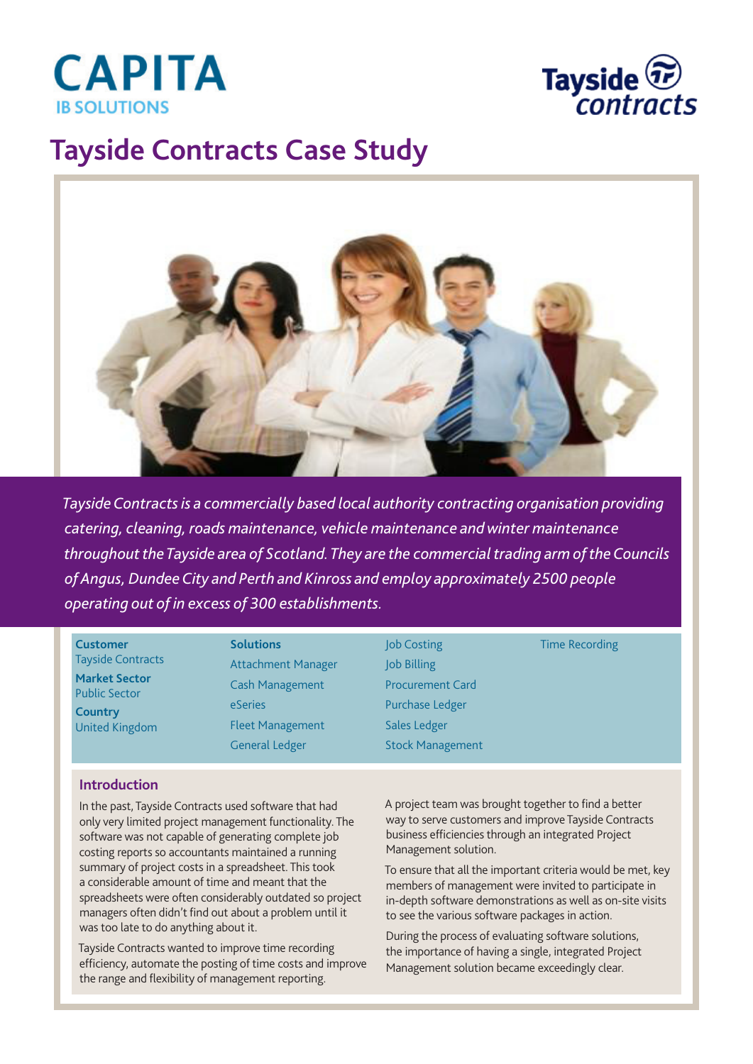CAPITA
IB SOLUTIONS

Tayside contracts

# Tayside Contracts Case Study

*Tayside Contracts is a commercially based local authority contracting organisation providing catering, cleaning, roads maintenance, vehicle maintenance and winter maintenance throughout the Tayside area of Scotland. They are the commercial trading arm of the Councils of Angus, Dundee City and Perth and Kinross and employ approximately 2500 people operating out of in excess of 300 establishments.*

**Customer**
Tayside Contracts

**Market Sector**
Public Sector

**Country**
United Kingdom

**Solutions**
- Attachment Manager
- Cash Management
- eSeries
- Fleet Management
- General Ledger
- Job Costing
- Job Billing
- Procurement Card
- Purchase Ledger
- Sales Ledger
- Stock Management
- Time Recording

## Introduction

In the past, Tayside Contracts used software that had only very limited project management functionality. The software was not capable of generating complete job costing reports so accountants maintained a running summary of project costs in a spreadsheet. This took a considerable amount of time and meant that the spreadsheets were often considerably outdated so project managers often didn't find out about a problem until it was too late to do anything about it.

Tayside Contracts wanted to improve time recording efficiency, automate the posting of time costs and improve the range and flexibility of management reporting.

A project team was brought together to find a better way to serve customers and improve Tayside Contracts business efficiencies through an integrated Project Management solution.

To ensure that all the important criteria would be met, key members of management were invited to participate in in-depth software demonstrations as well as on-site visits to see the various software packages in action.

During the process of evaluating software solutions, the importance of having a single, integrated Project Management solution became exceedingly clear.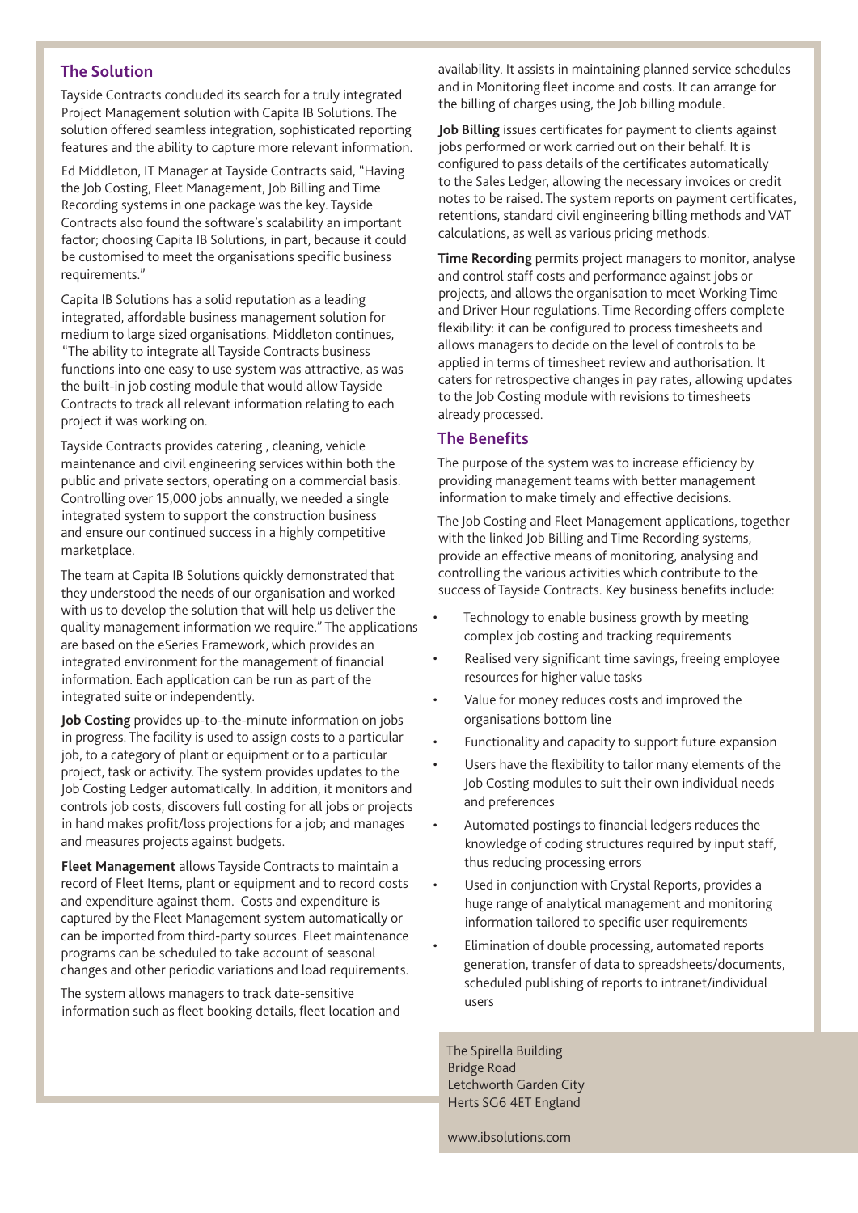## The Solution

Tayside Contracts concluded its search for a truly integrated Project Management solution with Capita IB Solutions. The solution offered seamless integration, sophisticated reporting features and the ability to capture more relevant information.

Ed Middleton, IT Manager at Tayside Contracts said, "Having the Job Costing, Fleet Management, Job Billing and Time Recording systems in one package was the key. Tayside Contracts also found the software's scalability an important factor; choosing Capita IB Solutions, in part, because it could be customised to meet the organisations specific business requirements."

Capita IB Solutions has a solid reputation as a leading integrated, affordable business management solution for medium to large sized organisations. Middleton continues, "The ability to integrate all Tayside Contracts business functions into one easy to use system was attractive, as was the built-in job costing module that would allow Tayside Contracts to track all relevant information relating to each project it was working on.

Tayside Contracts provides catering , cleaning, vehicle maintenance and civil engineering services within both the public and private sectors, operating on a commercial basis. Controlling over 15,000 jobs annually, we needed a single integrated system to support the construction business and ensure our continued success in a highly competitive marketplace.

The team at Capita IB Solutions quickly demonstrated that they understood the needs of our organisation and worked with us to develop the solution that will help us deliver the quality management information we require." The applications are based on the eSeries Framework, which provides an integrated environment for the management of financial information. Each application can be run as part of the integrated suite or independently.

**Job Costing** provides up-to-the-minute information on jobs in progress. The facility is used to assign costs to a particular job, to a category of plant or equipment or to a particular project, task or activity. The system provides updates to the Job Costing Ledger automatically. In addition, it monitors and controls job costs, discovers full costing for all jobs or projects in hand makes profit/loss projections for a job; and manages and measures projects against budgets.

**Fleet Management** allows Tayside Contracts to maintain a record of Fleet Items, plant or equipment and to record costs and expenditure against them. Costs and expenditure is captured by the Fleet Management system automatically or can be imported from third-party sources. Fleet maintenance programs can be scheduled to take account of seasonal changes and other periodic variations and load requirements.

The system allows managers to track date-sensitive information such as fleet booking details, fleet location and availability. It assists in maintaining planned service schedules and in Monitoring fleet income and costs. It can arrange for the billing of charges using, the Job billing module.

**Job Billing** issues certificates for payment to clients against jobs performed or work carried out on their behalf. It is configured to pass details of the certificates automatically to the Sales Ledger, allowing the necessary invoices or credit notes to be raised. The system reports on payment certificates, retentions, standard civil engineering billing methods and VAT calculations, as well as various pricing methods.

**Time Recording** permits project managers to monitor, analyse and control staff costs and performance against jobs or projects, and allows the organisation to meet Working Time and Driver Hour regulations. Time Recording offers complete flexibility: it can be configured to process timesheets and allows managers to decide on the level of controls to be applied in terms of timesheet review and authorisation. It caters for retrospective changes in pay rates, allowing updates to the Job Costing module with revisions to timesheets already processed.

## The Benefits

The purpose of the system was to increase efficiency by providing management teams with better management information to make timely and effective decisions.

The Job Costing and Fleet Management applications, together with the linked Job Billing and Time Recording systems, provide an effective means of monitoring, analysing and controlling the various activities which contribute to the success of Tayside Contracts. Key business benefits include:

- Technology to enable business growth by meeting complex job costing and tracking requirements
- Realised very significant time savings, freeing employee resources for higher value tasks
- Value for money reduces costs and improved the organisations bottom line
- Functionality and capacity to support future expansion
- Users have the flexibility to tailor many elements of the Job Costing modules to suit their own individual needs and preferences
- Automated postings to financial ledgers reduces the knowledge of coding structures required by input staff, thus reducing processing errors
- Used in conjunction with Crystal Reports, provides a huge range of analytical management and monitoring information tailored to specific user requirements
- Elimination of double processing, automated reports generation, transfer of data to spreadsheets/documents, scheduled publishing of reports to intranet/individual users

The Spirella Building
Bridge Road
Letchworth Garden City
Herts SG6 4ET England

www.ibsolutions.com